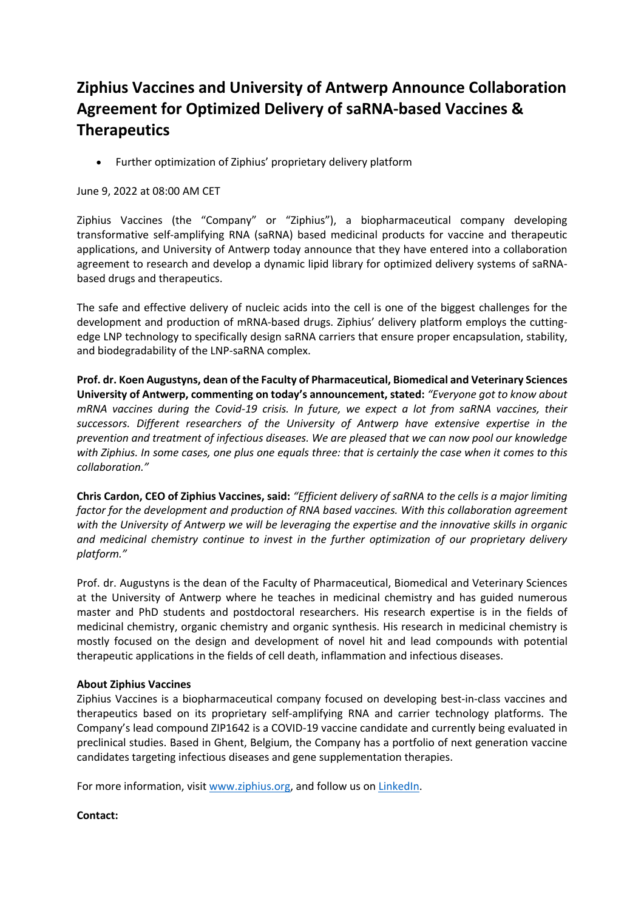# Ziphius Vaccines and University of Antwerp Announce Collaboration Agreement for Optimized Delivery of saRNA-based Vaccines & Therapeutics

- Further optimization of Ziphius' proprietary delivery platform

June 9, 2022 at 08:00 AM CET

Ziphius Vaccines (the "Company" or "Ziphius"), a biopharmaceutical company developing transformative self-amplifying RNA (saRNA) based medicinal products for vaccine and therapeutic applications, and University of Antwerp today announce that they have entered into a collaboration agreement to research and develop a dynamic lipid library for optimized delivery systems of saRNA-based drugs and therapeutics.

The safe and effective delivery of nucleic acids into the cell is one of the biggest challenges for the development and production of mRNA-based drugs. Ziphius' delivery platform employs the cutting-edge LNP technology to specifically design saRNA carriers that ensure proper encapsulation, stability, and biodegradability of the LNP-saRNA complex.

**Prof. dr. Koen Augustyns, dean of the Faculty of Pharmaceutical, Biomedical and Veterinary Sciences University of Antwerp, commenting on today's announcement, stated:** *"Everyone got to know about mRNA vaccines during the Covid-19 crisis. In future, we expect a lot from saRNA vaccines, their successors. Different researchers of the University of Antwerp have extensive expertise in the prevention and treatment of infectious diseases. We are pleased that we can now pool our knowledge with Ziphius. In some cases, one plus one equals three: that is certainly the case when it comes to this collaboration."*

**Chris Cardon, CEO of Ziphius Vaccines, said:** *"Efficient delivery of saRNA to the cells is a major limiting factor for the development and production of RNA based vaccines. With this collaboration agreement with the University of Antwerp we will be leveraging the expertise and the innovative skills in organic and medicinal chemistry continue to invest in the further optimization of our proprietary delivery platform."*

Prof. dr. Augustyns is the dean of the Faculty of Pharmaceutical, Biomedical and Veterinary Sciences at the University of Antwerp where he teaches in medicinal chemistry and has guided numerous master and PhD students and postdoctoral researchers. His research expertise is in the fields of medicinal chemistry, organic chemistry and organic synthesis. His research in medicinal chemistry is mostly focused on the design and development of novel hit and lead compounds with potential therapeutic applications in the fields of cell death, inflammation and infectious diseases.

**About Ziphius Vaccines**

Ziphius Vaccines is a biopharmaceutical company focused on developing best-in-class vaccines and therapeutics based on its proprietary self-amplifying RNA and carrier technology platforms. The Company's lead compound ZIP1642 is a COVID-19 vaccine candidate and currently being evaluated in preclinical studies. Based in Ghent, Belgium, the Company has a portfolio of next generation vaccine candidates targeting infectious diseases and gene supplementation therapies.

For more information, visit [www.ziphius.org](www.ziphius.org), and follow us on LinkedIn.

**Contact:**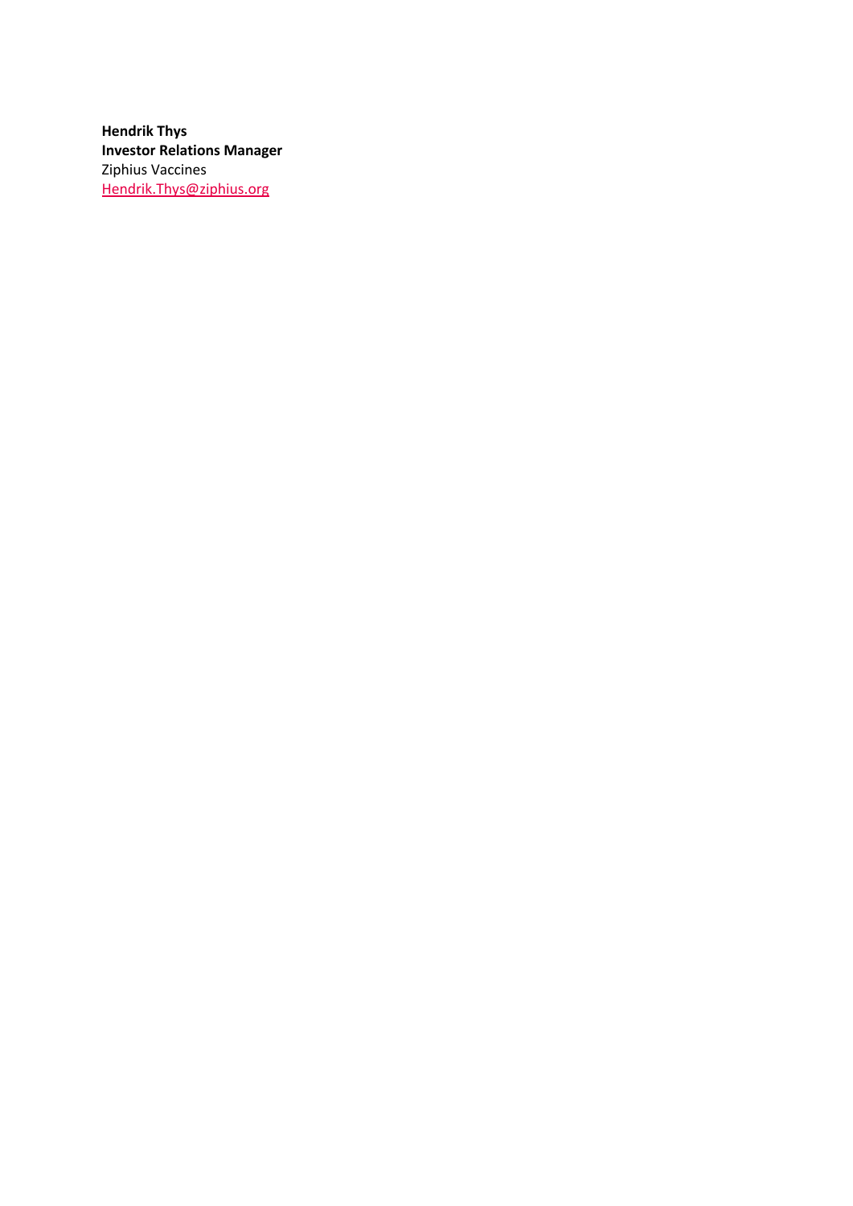**Hendrik Thys**
**Investor Relations Manager**
Ziphius Vaccines
[Hendrik.Thys@ziphius.org](mailto:Hendrik.Thys@ziphius.org)